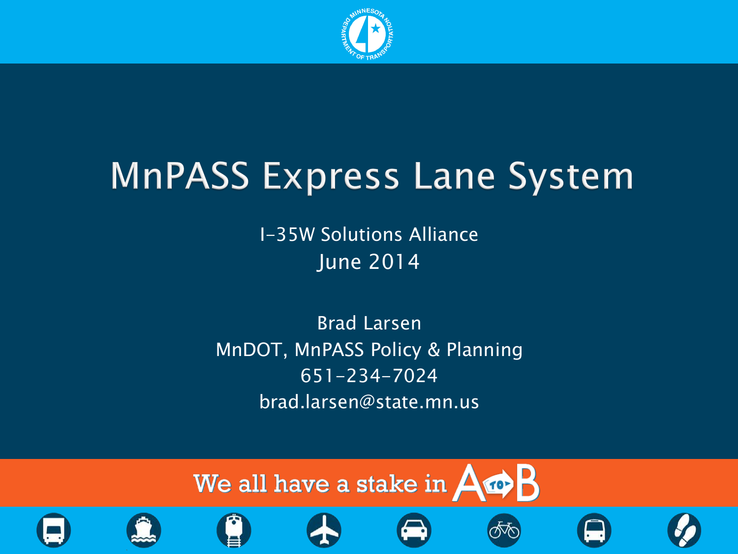# MnPASS Express Lane System

I-35W Solutions Alliance
June 2014

Brad Larsen
MnDOT, MnPASS Policy & Planning
651-234-7024
brad.larsen@state.mn.us

We all have a stake in A TO B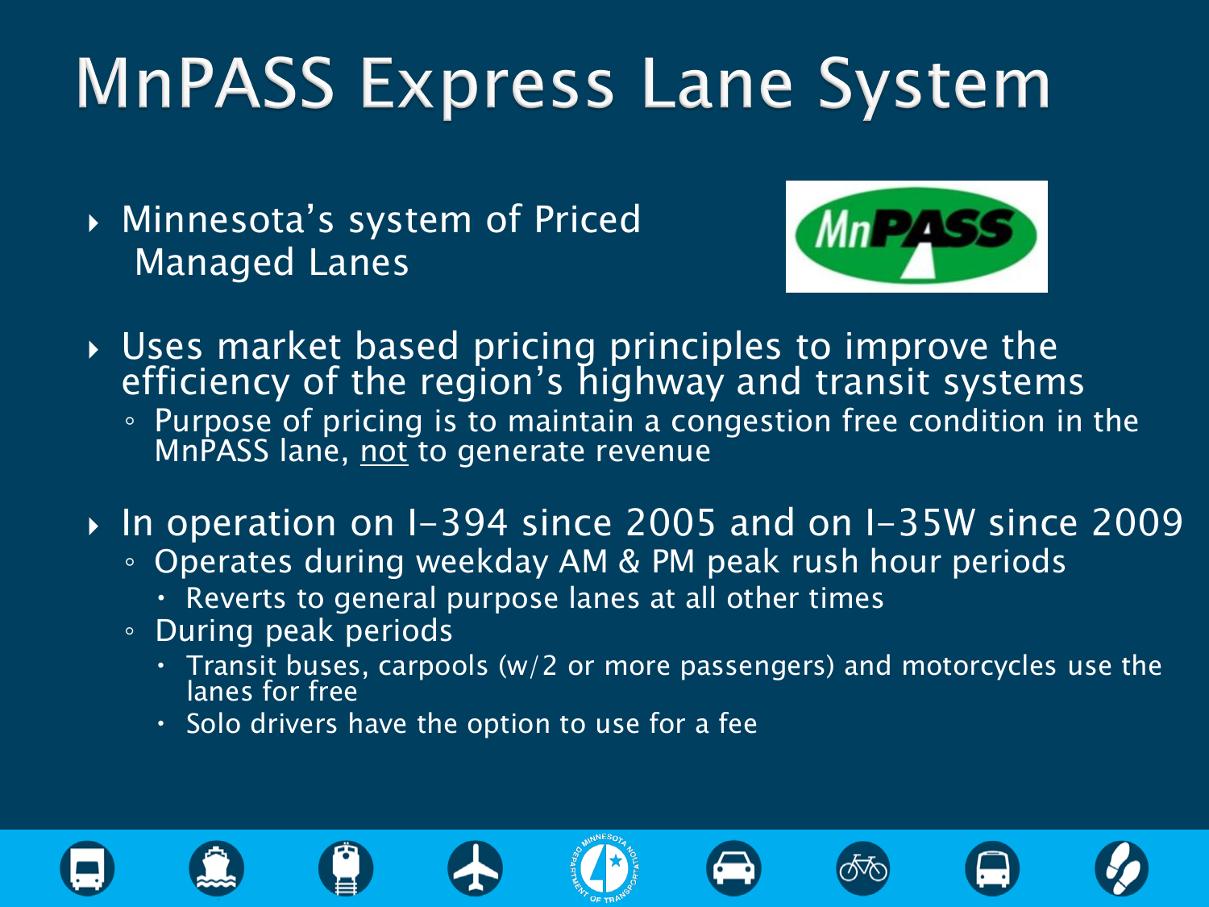# MnPASS Express Lane System

- Minnesota's system of Priced Managed Lanes
- Uses market based pricing principles to improve the efficiency of the region's highway and transit systems
  - Purpose of pricing is to maintain a congestion free condition in the MnPASS lane, not to generate revenue
- In operation on I-394 since 2005 and on I-35W since 2009
  - Operates during weekday AM & PM peak rush hour periods
    - Reverts to general purpose lanes at all other times
  - During peak periods
    - Transit buses, carpools (w/2 or more passengers) and motorcycles use the lanes for free
    - Solo drivers have the option to use for a fee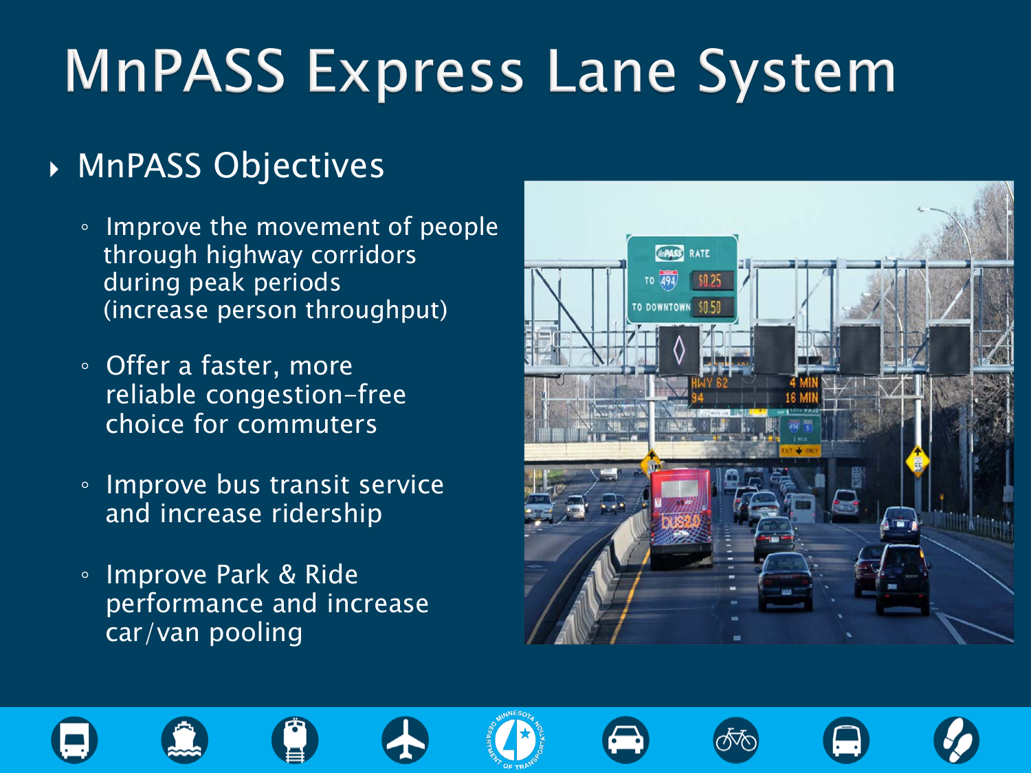# MnPASS Express Lane System

- MnPASS Objectives
  - Improve the movement of people through highway corridors during peak periods (increase person throughput)
  - Offer a faster, more reliable congestion-free choice for commuters
  - Improve bus transit service and increase ridership
  - Improve Park & Ride performance and increase car/van pooling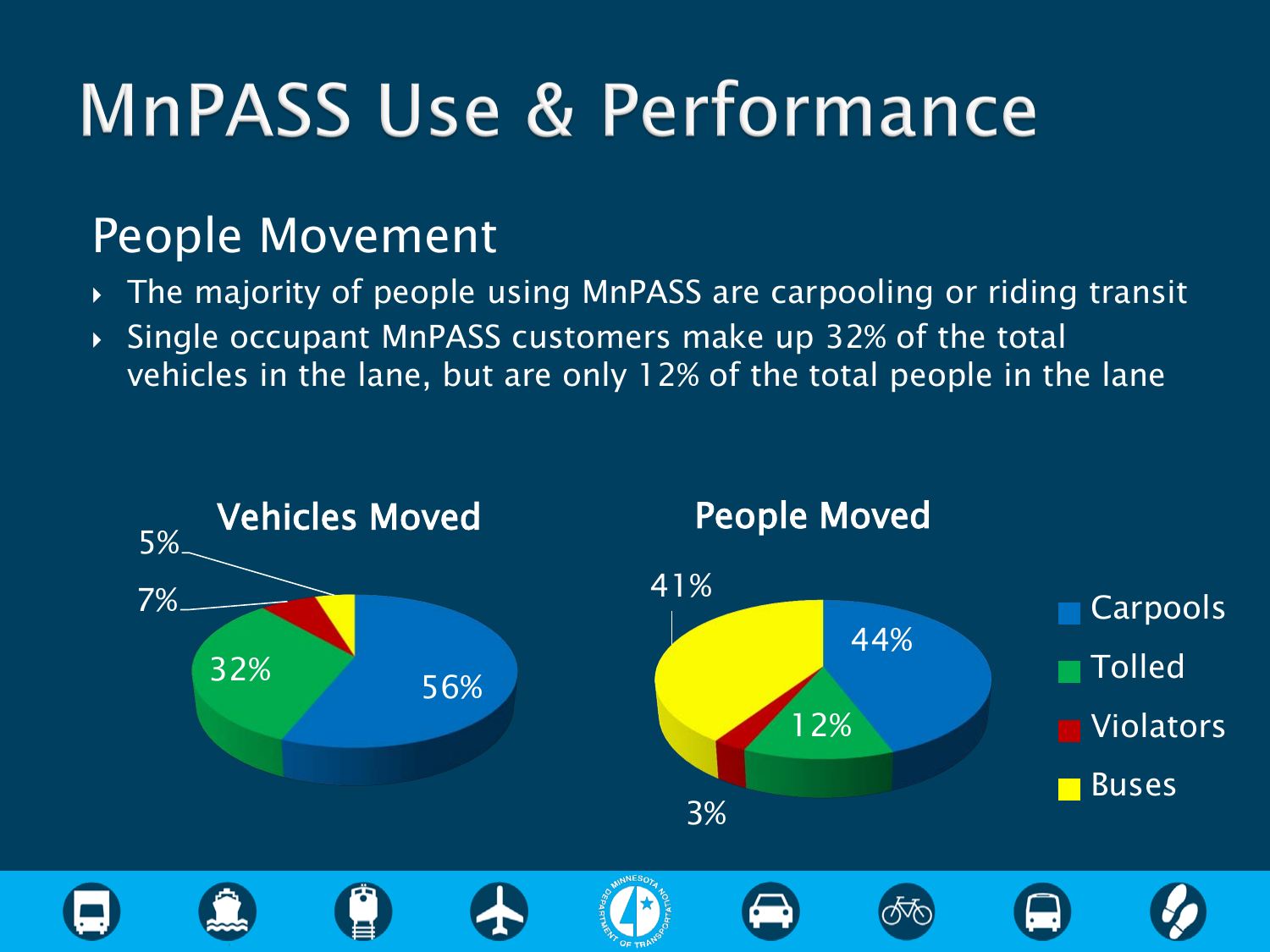# MnPASS Use & Performance

## People Movement

- The majority of people using MnPASS are carpooling or riding transit
- Single occupant MnPASS customers make up 32% of the total vehicles in the lane, but are only 12% of the total people in the lane

**Vehicles Moved**

| Category | Share |
|---|---|
| Carpools | 56% |
| Tolled | 32% |
| Violators | 7% |
| Buses | 5% |

**People Moved**

| Category | Share |
|---|---|
| Carpools | 44% |
| Tolled | 12% |
| Violators | 3% |
| Buses | 41% |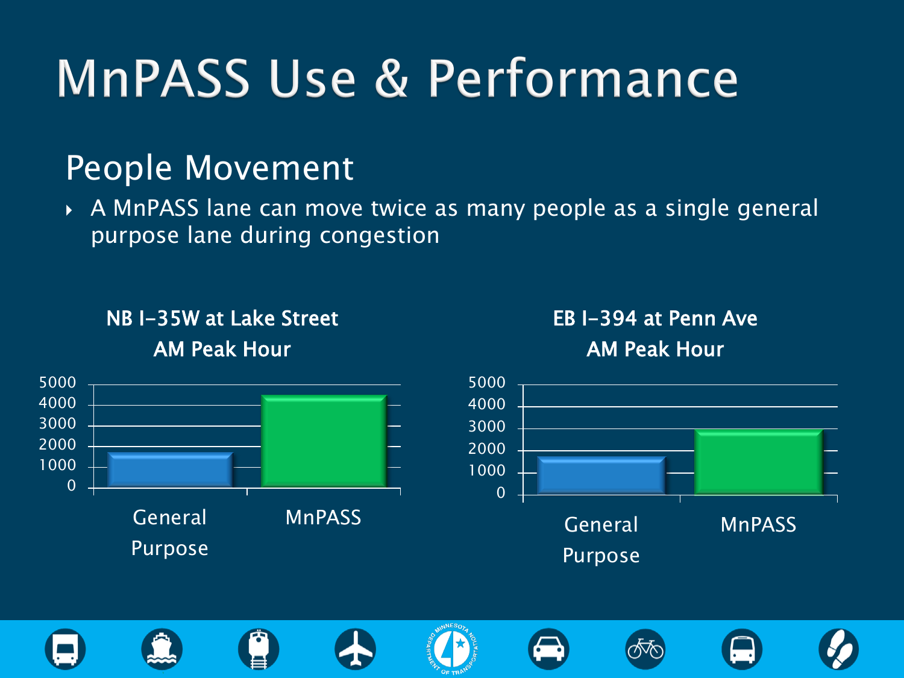# MnPASS Use & Performance

## People Movement

- A MnPASS lane can move twice as many people as a single general purpose lane during congestion

**NB I-35W at Lake Street**
**AM Peak Hour**

5000
4000
3000
2000
1000
0

General Purpose
MnPASS

**EB I-394 at Penn Ave**
**AM Peak Hour**

5000
4000
3000
2000
1000
0

General Purpose
MnPASS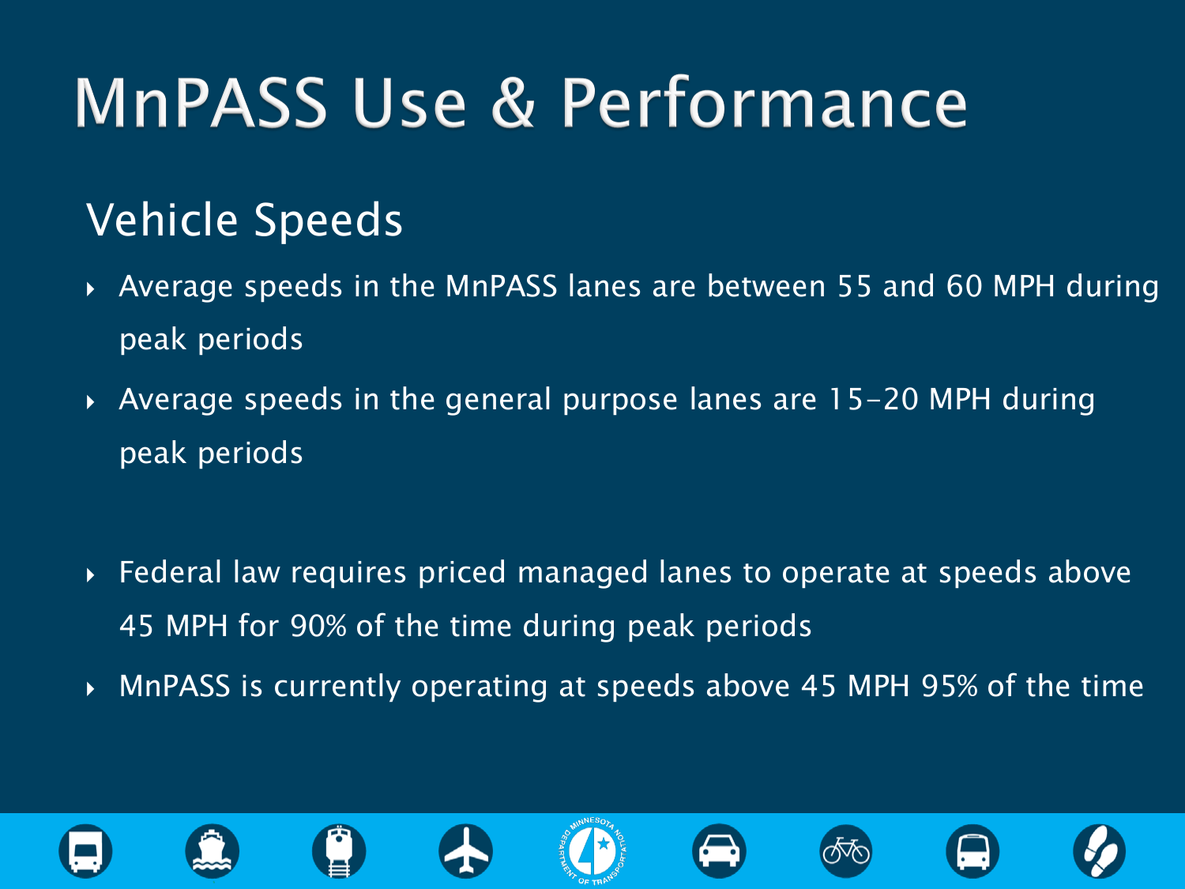# MnPASS Use & Performance

## Vehicle Speeds

- Average speeds in the MnPASS lanes are between 55 and 60 MPH during peak periods
- Average speeds in the general purpose lanes are 15-20 MPH during peak periods

- Federal law requires priced managed lanes to operate at speeds above 45 MPH for 90% of the time during peak periods
- MnPASS is currently operating at speeds above 45 MPH 95% of the time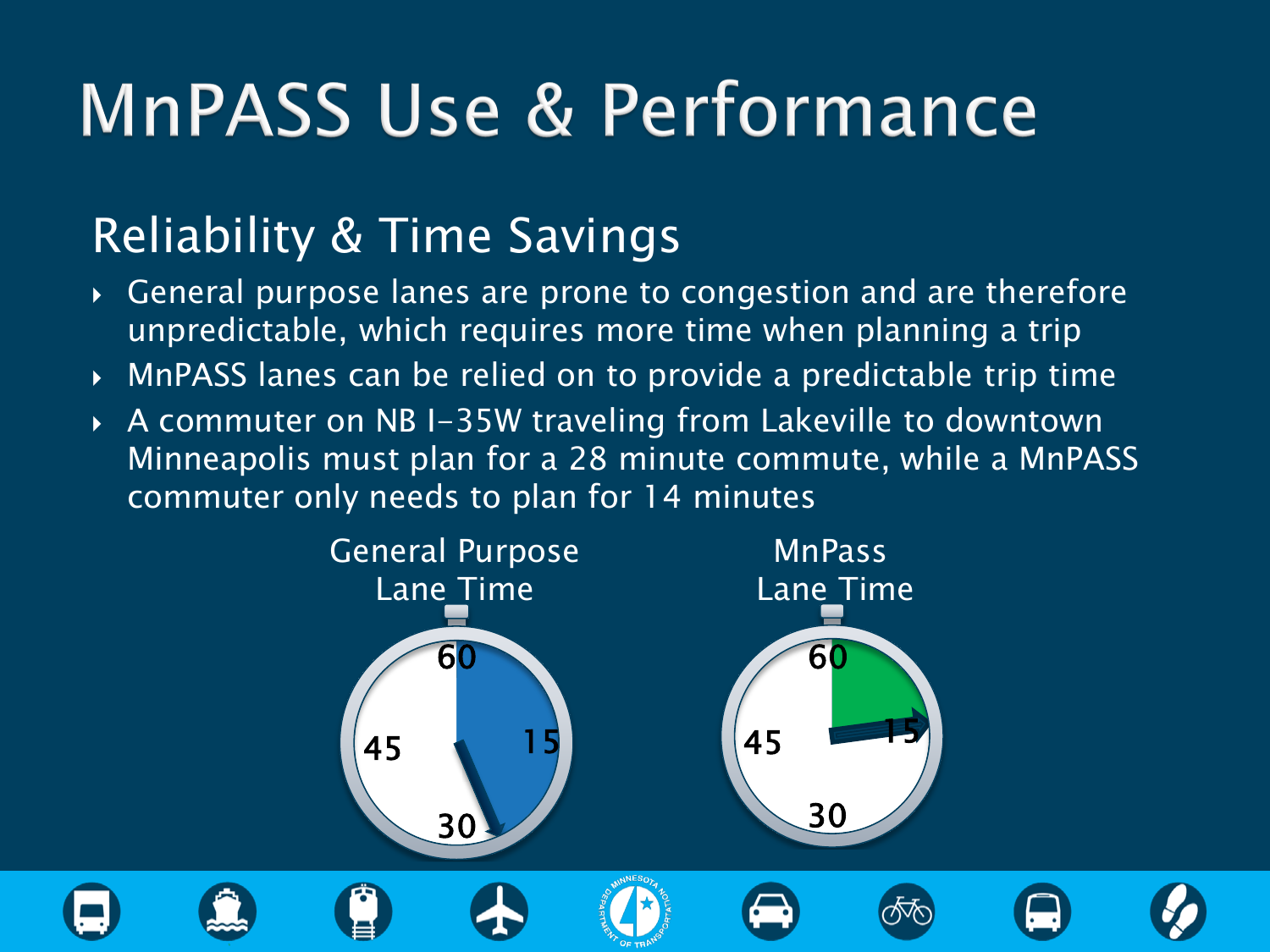# MnPASS Use & Performance

## Reliability & Time Savings

- General purpose lanes are prone to congestion and are therefore unpredictable, which requires more time when planning a trip
- MnPASS lanes can be relied on to provide a predictable trip time
- A commuter on NB I-35W traveling from Lakeville to downtown Minneapolis must plan for a 28 minute commute, while a MnPASS commuter only needs to plan for 14 minutes

General Purpose Lane Time

60 15 30 45

MnPass Lane Time

60 15 30 45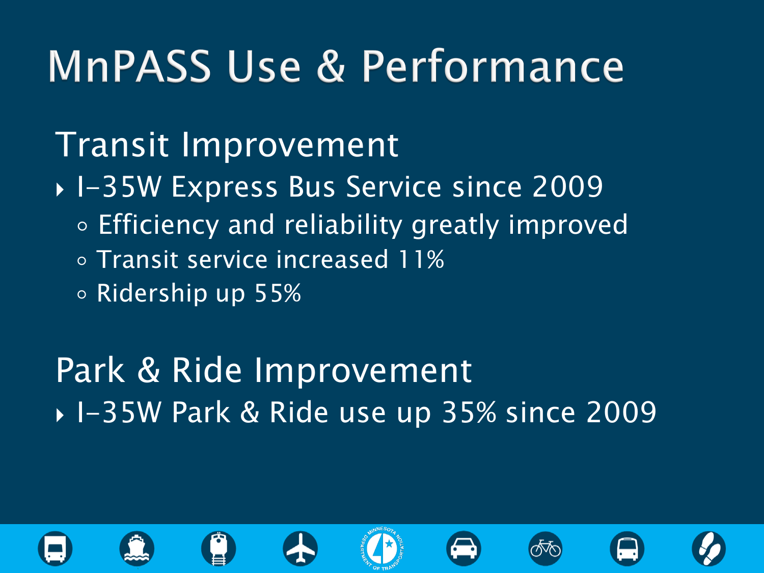# MnPASS Use & Performance

## Transit Improvement

- I-35W Express Bus Service since 2009
  - Efficiency and reliability greatly improved
  - Transit service increased 11%
  - Ridership up 55%

## Park & Ride Improvement

- I-35W Park & Ride use up 35% since 2009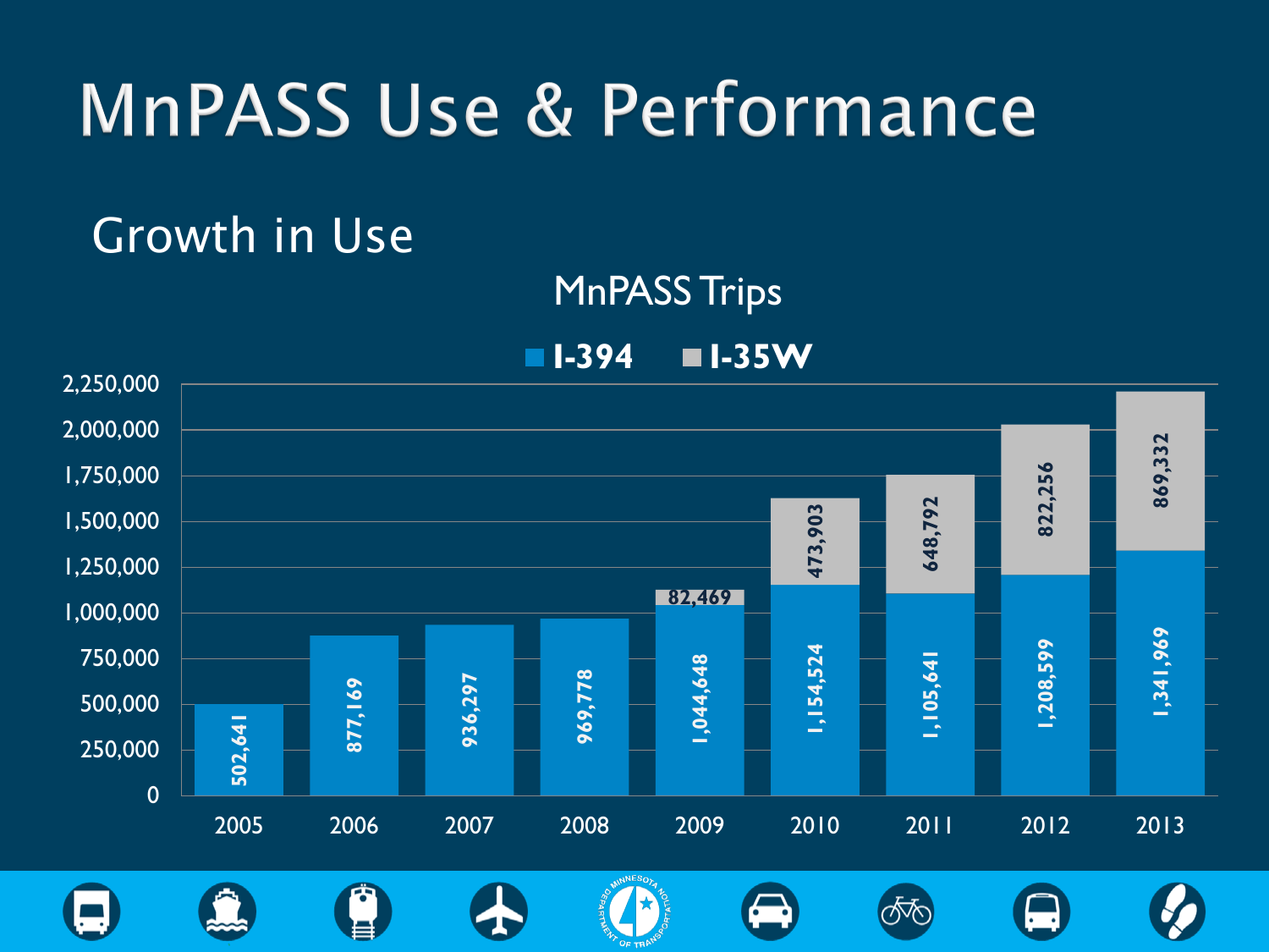# MnPASS Use & Performance

## Growth in Use

### MnPASS Trips

| Year | I-394 | I-35W |
|---|---|---|
| 2005 | 502,641 | |
| 2006 | 877,169 | |
| 2007 | 936,297 | |
| 2008 | 969,778 | |
| 2009 | 1,044,648 | 82,469 |
| 2010 | 1,154,524 | 473,903 |
| 2011 | 1,105,641 | 648,792 |
| 2012 | 1,208,599 | 822,256 |
| 2013 | 1,341,969 | 869,332 |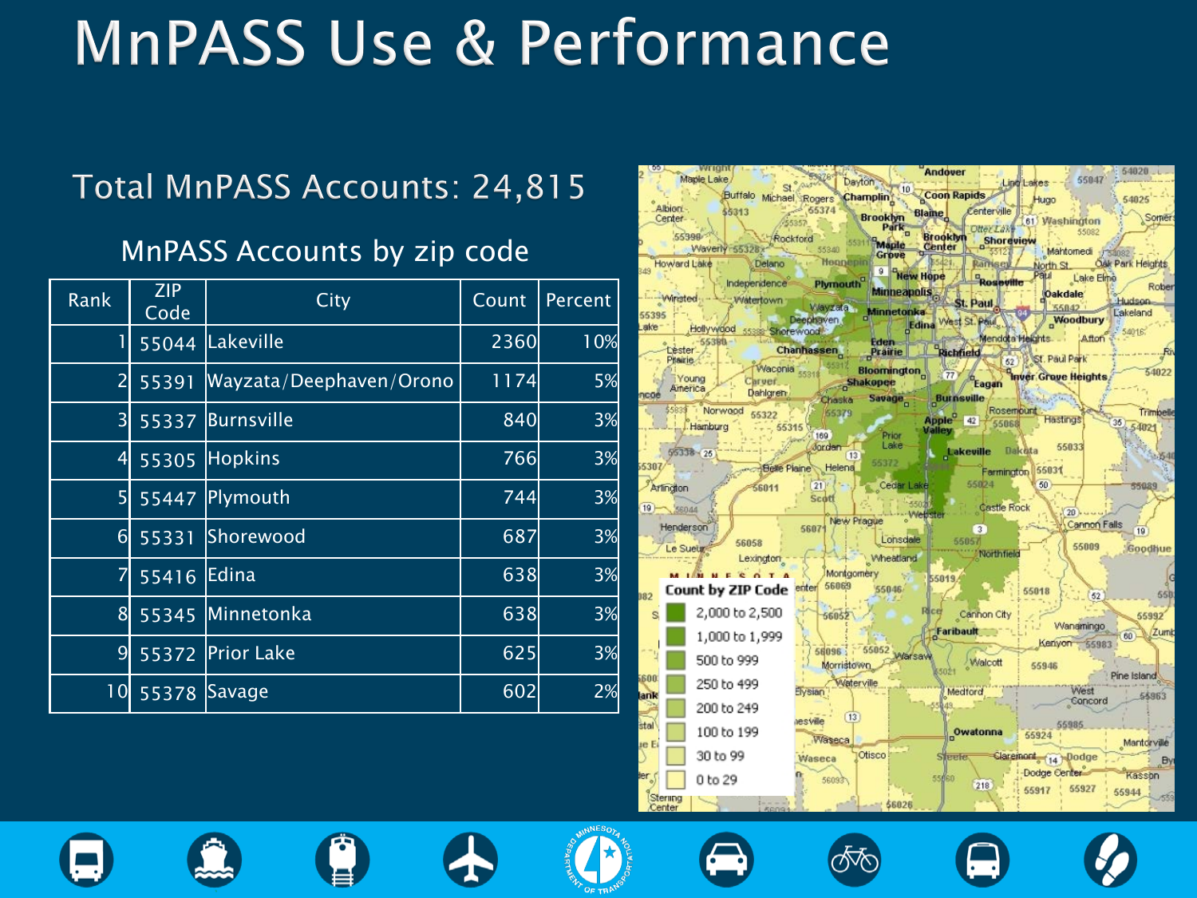# MnPASS Use & Performance

## Total MnPASS Accounts: 24,815

### MnPASS Accounts by zip code

| Rank | ZIP Code | City | Count | Percent |
|---|---|---|---|---|
| 1 | 55044 | Lakeville | 2360 | 10% |
| 2 | 55391 | Wayzata/Deephaven/Orono | 1174 | 5% |
| 3 | 55337 | Burnsville | 840 | 3% |
| 4 | 55305 | Hopkins | 766 | 3% |
| 5 | 55447 | Plymouth | 744 | 3% |
| 6 | 55331 | Shorewood | 687 | 3% |
| 7 | 55416 | Edina | 638 | 3% |
| 8 | 55345 | Minnetonka | 638 | 3% |
| 9 | 55372 | Prior Lake | 625 | 3% |
| 10 | 55378 | Savage | 602 | 2% |

**Count by ZIP Code**

- 2,000 to 2,500
- 1,000 to 1,999
- 500 to 999
- 250 to 499
- 200 to 249
- 100 to 199
- 30 to 99
- 0 to 29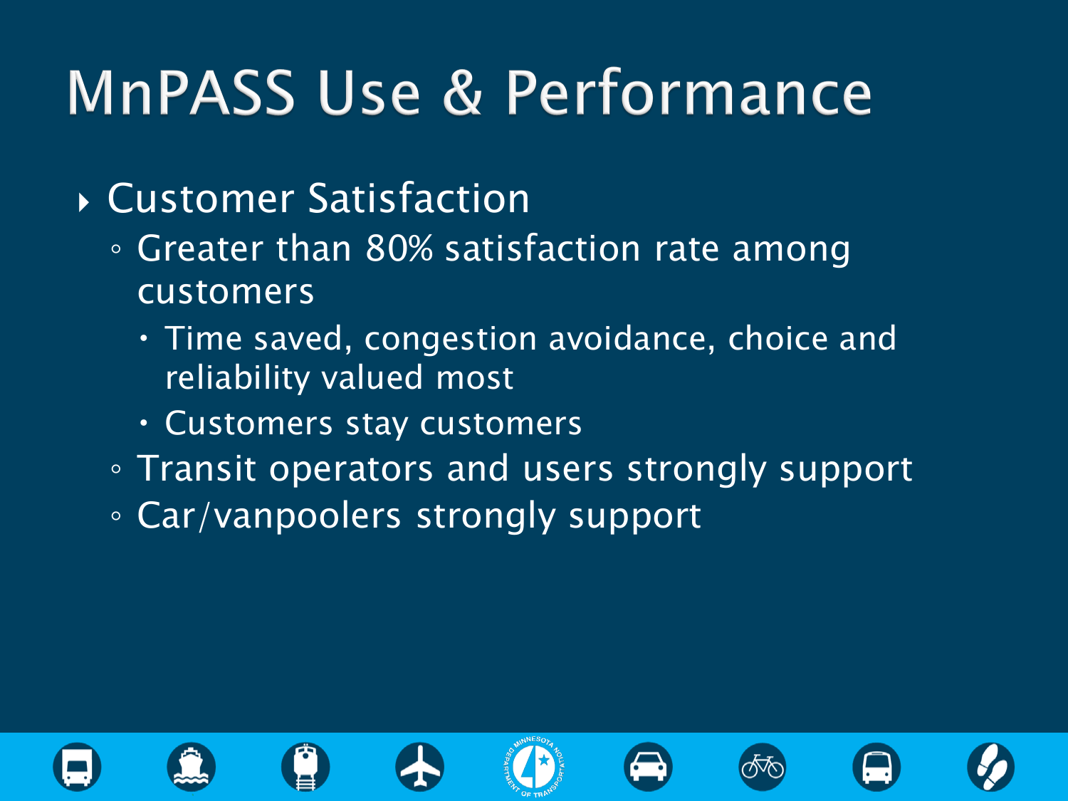# MnPASS Use & Performance

- Customer Satisfaction
  - Greater than 80% satisfaction rate among customers
    - Time saved, congestion avoidance, choice and reliability valued most
    - Customers stay customers
  - Transit operators and users strongly support
  - Car/vanpoolers strongly support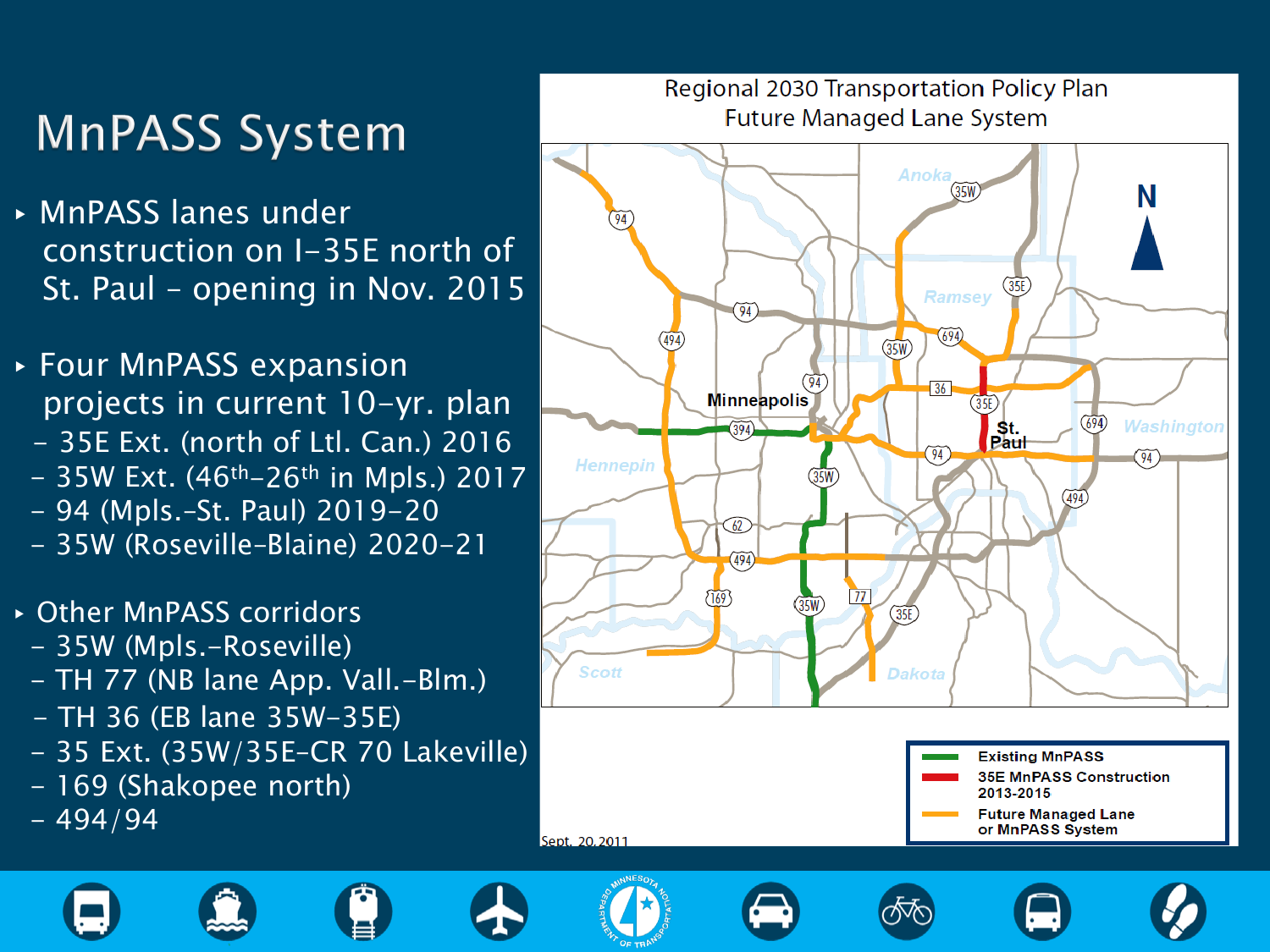# MnPASS System

- MnPASS lanes under construction on I-35E north of St. Paul – opening in Nov. 2015
- Four MnPASS expansion projects in current 10-yr. plan
  - 35E Ext. (north of Ltl. Can.) 2016
  - 35W Ext. (46th–26th in Mpls.) 2017
  - 94 (Mpls.-St. Paul) 2019-20
  - 35W (Roseville-Blaine) 2020-21
- Other MnPASS corridors
  - 35W (Mpls.-Roseville)
  - TH 77 (NB lane App. Vall.-Blm.)
  - TH 36 (EB lane 35W-35E)
  - 35 Ext. (35W/35E-CR 70 Lakeville)
  - 169 (Shakopee north)
  - 494/94

Regional 2030 Transportation Policy Plan
Future Managed Lane System

Existing MnPASS
35E MnPASS Construction 2013-2015
Future Managed Lane or MnPASS System

Sept. 20,2011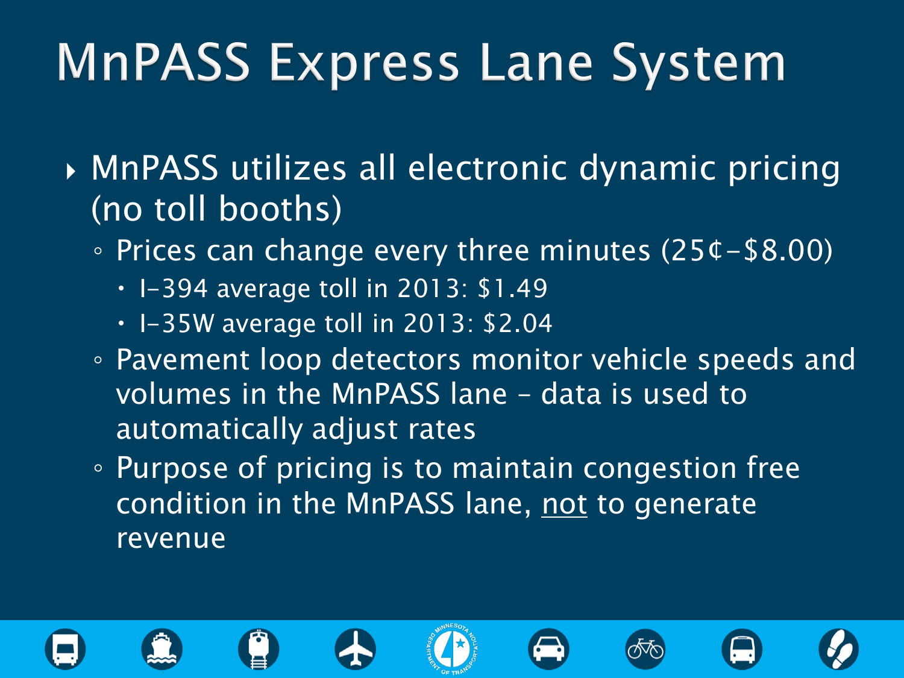# MnPASS Express Lane System

- MnPASS utilizes all electronic dynamic pricing (no toll booths)
  - Prices can change every three minutes (25¢-$8.00)
    - I-394 average toll in 2013: $1.49
    - I-35W average toll in 2013: $2.04
  - Pavement loop detectors monitor vehicle speeds and volumes in the MnPASS lane – data is used to automatically adjust rates
  - Purpose of pricing is to maintain congestion free condition in the MnPASS lane, <u>not</u> to generate revenue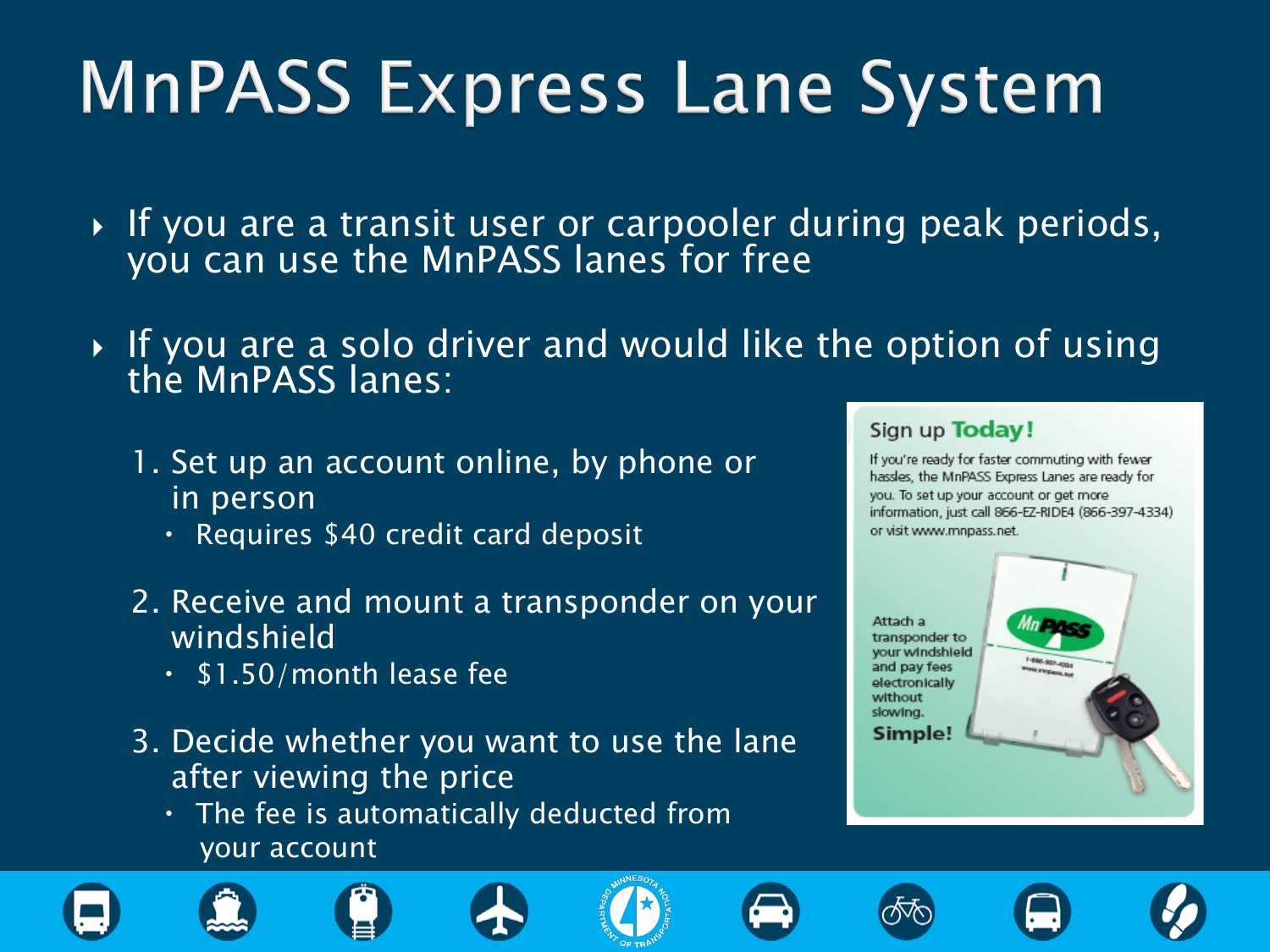# MnPASS Express Lane System

- If you are a transit user or carpooler during peak periods, you can use the MnPASS lanes for free
- If you are a solo driver and would like the option of using the MnPASS lanes:
  1. Set up an account online, by phone or in person
     - Requires $40 credit card deposit
  2. Receive and mount a transponder on your windshield
     - $1.50/month lease fee
  3. Decide whether you want to use the lane after viewing the price
     - The fee is automatically deducted from your account

**Sign up Today!**

If you're ready for faster commuting with fewer hassles, the MnPASS Express Lanes are ready for you. To set up your account or get more information, just call 866-EZ-RIDE4 (866-397-4334) or visit www.mnpass.net.

Attach a transponder to your windshield and pay fees electronically without slowing.

**Simple!**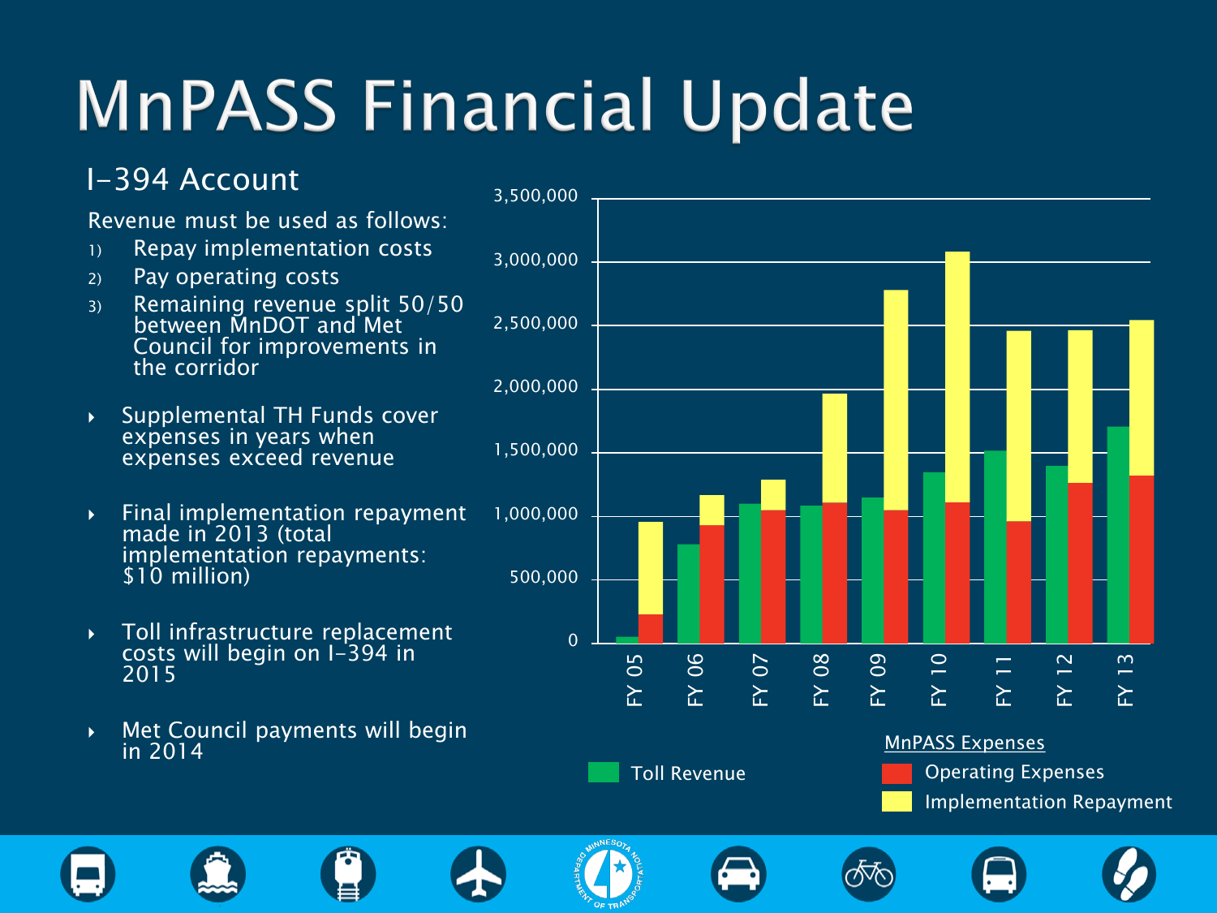# MnPASS Financial Update

## I-394 Account

Revenue must be used as follows:

1) Repay implementation costs
2) Pay operating costs
3) Remaining revenue split 50/50 between MnDOT and Met Council for improvements in the corridor

- Supplemental TH Funds cover expenses in years when expenses exceed revenue
- Final implementation repayment made in 2013 (total implementation repayments: $10 million)
- Toll infrastructure replacement costs will begin on I-394 in 2015
- Met Council payments will begin in 2014

3,500,000
3,000,000
2,500,000
2,000,000
1,500,000
1,000,000
500,000
0

FY 05 FY 06 FY 07 FY 08 FY 09 FY 10 FY 11 FY 12 FY 13

Toll Revenue

MnPASS Expenses

Operating Expenses

Implementation Repayment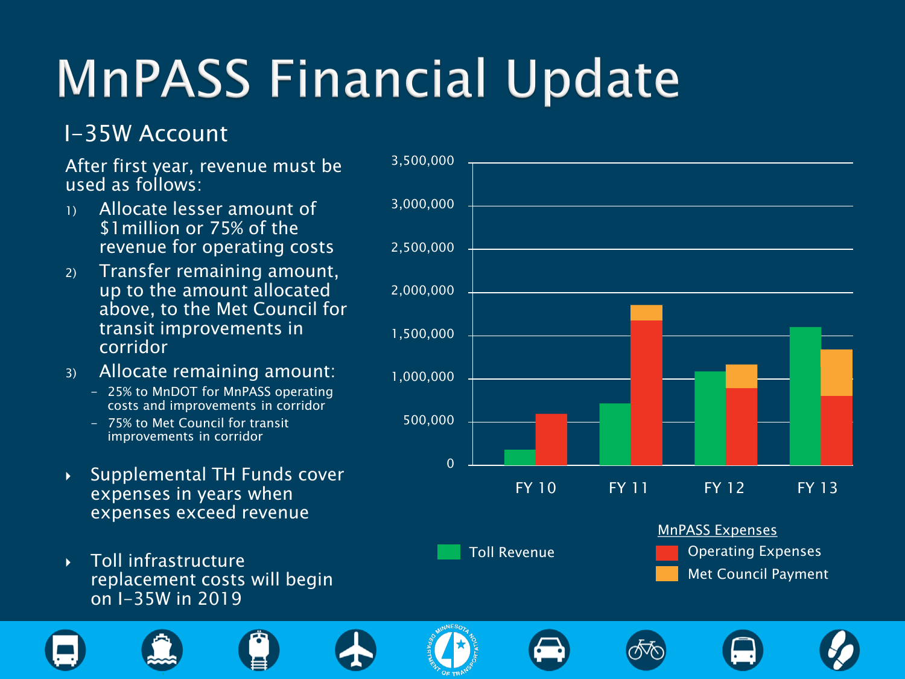# MnPASS Financial Update

## I-35W Account

After first year, revenue must be used as follows:

1) Allocate lesser amount of $1million or 75% of the revenue for operating costs
2) Transfer remaining amount, up to the amount allocated above, to the Met Council for transit improvements in corridor
3) Allocate remaining amount:
   - 25% to MnDOT for MnPASS operating costs and improvements in corridor
   - 75% to Met Council for transit improvements in corridor

- Supplemental TH Funds cover expenses in years when expenses exceed revenue
- Toll infrastructure replacement costs will begin on I-35W in 2019

3,500,000
3,000,000
2,500,000
2,000,000
1,500,000
1,000,000
500,000
0

FY 10 FY 11 FY 12 FY 13

Toll Revenue

MnPASS Expenses

Operating Expenses

Met Council Payment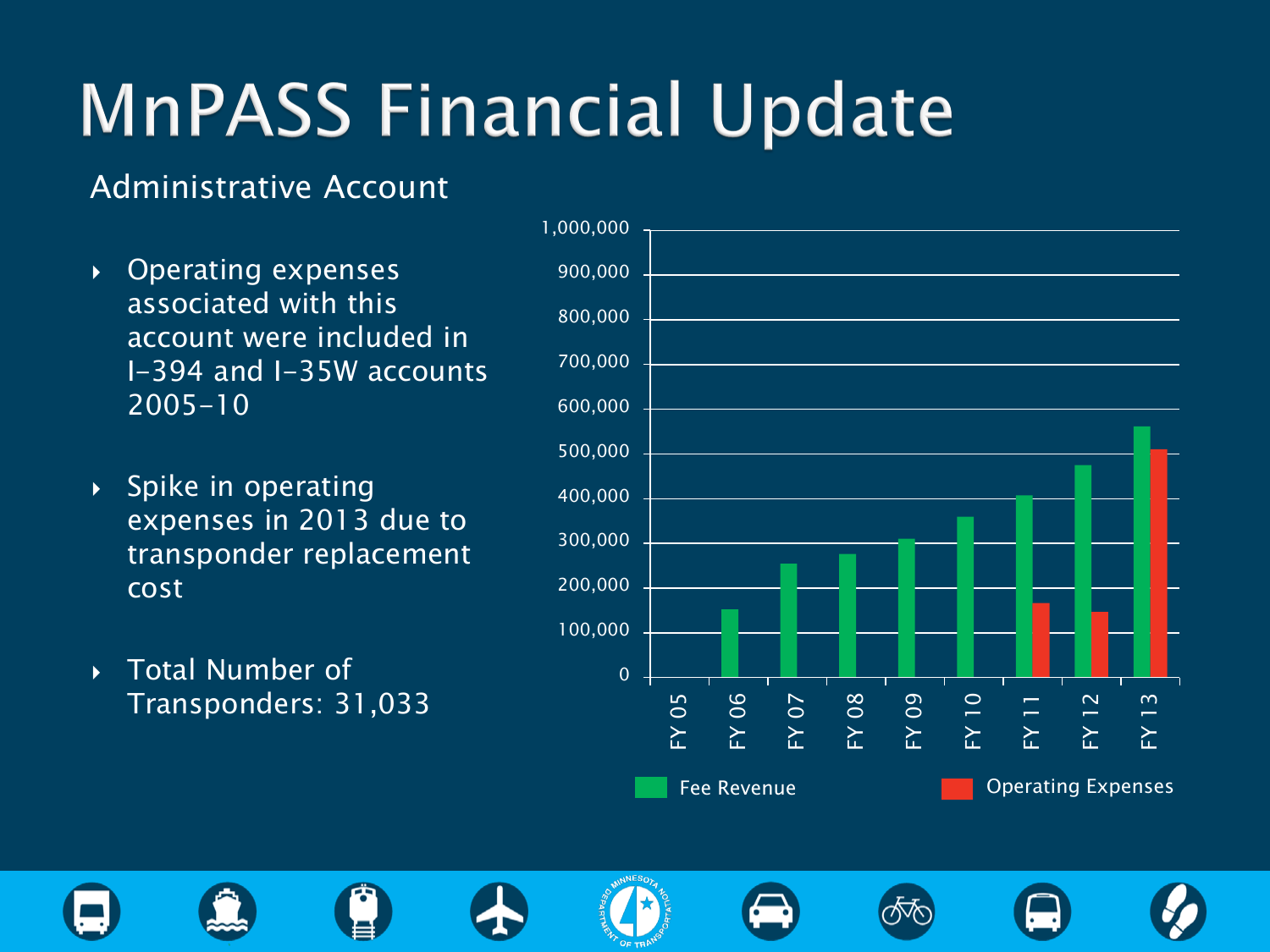# MnPASS Financial Update

## Administrative Account

- Operating expenses associated with this account were included in I-394 and I-35W accounts 2005-10
- Spike in operating expenses in 2013 due to transponder replacement cost
- Total Number of Transponders: 31,033

1,000,000
900,000
800,000
700,000
600,000
500,000
400,000
300,000
200,000
100,000
0

FY 05 FY 06 FY 07 FY 08 FY 09 FY 10 FY 11 FY 12 FY 13

Fee Revenue    Operating Expenses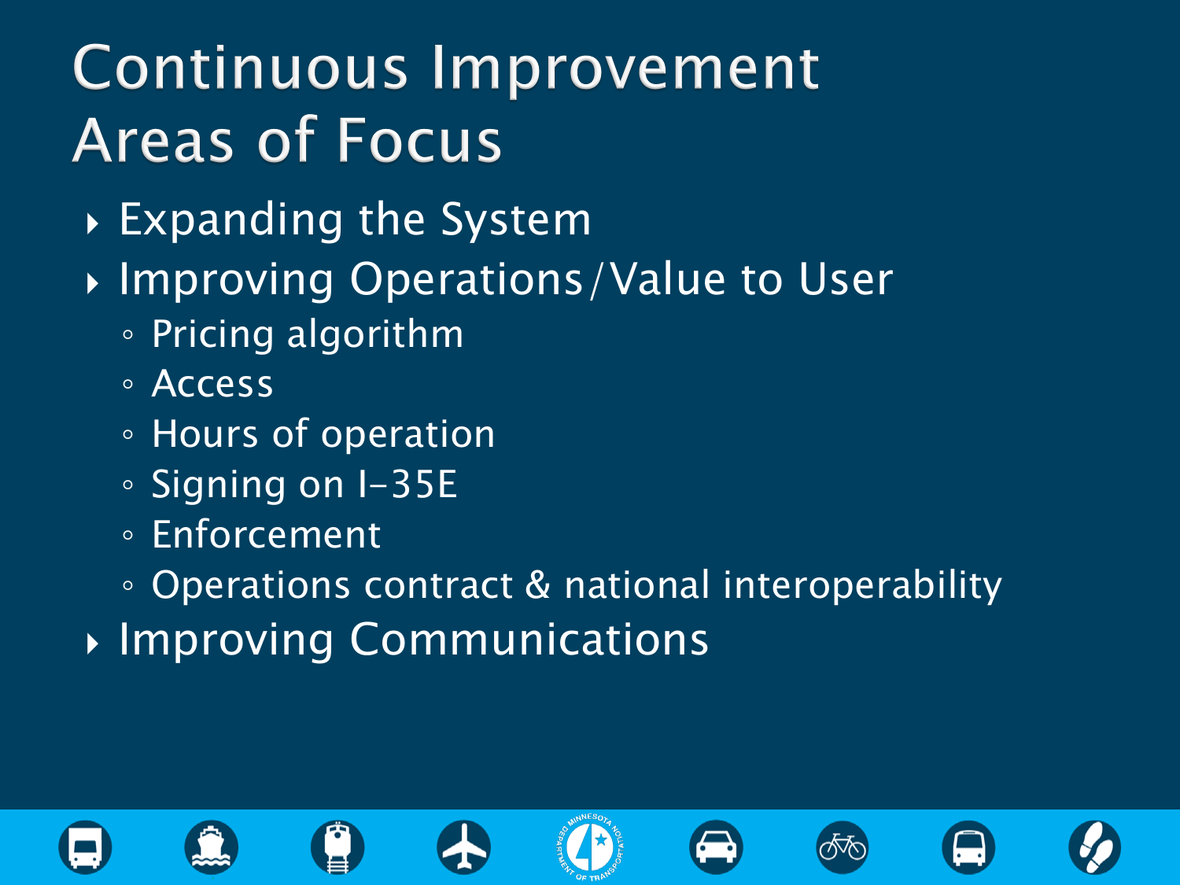# Continuous Improvement Areas of Focus

- Expanding the System
- Improving Operations/Value to User
  - Pricing algorithm
  - Access
  - Hours of operation
  - Signing on I-35E
  - Enforcement
  - Operations contract & national interoperability
- Improving Communications